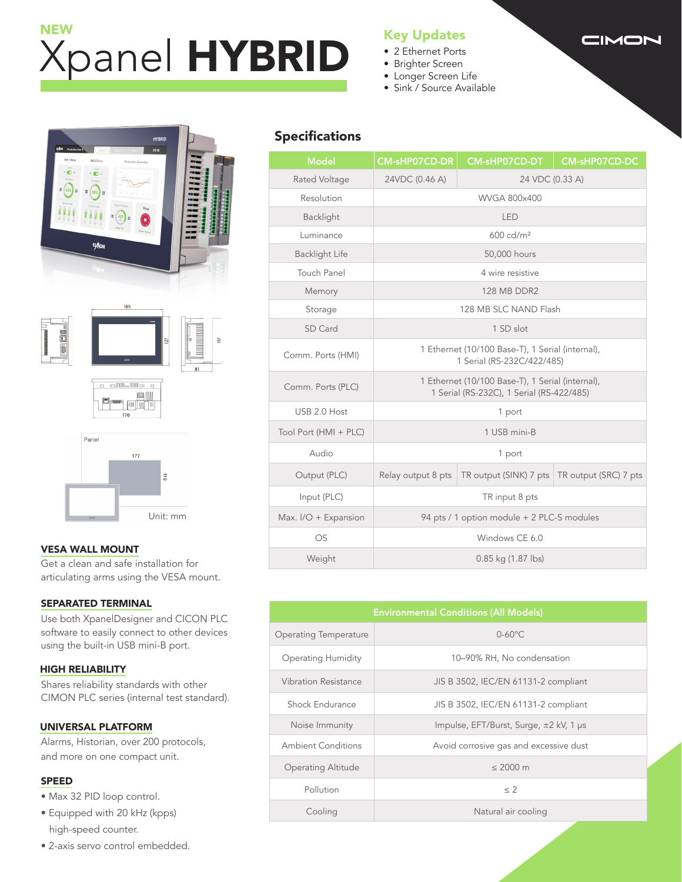# NEW Xpanel HYBRID

## Key Updates

- 2 Ethernet Ports
- Brighter Screen
- Longer Screen Life
- Sink / Source Available

CIMON

185

127

81

176

Panel

177

Unit: mm

### VESA WALL MOUNT

Get a clean and safe installation for articulating arms using the VESA mount.

### SEPARATED TERMINAL

Use both XpanelDesigner and CICON PLC software to easily connect to other devices using the built-in USB mini-B port.

### HIGH RELIABILITY

Shares reliability standards with other CIMON PLC series (internal test standard).

### UNIVERSAL PLATFORM

Alarms, Historian, over 200 protocols, and more on one compact unit.

### SPEED

- Max 32 PID loop control.
- Equipped with 20 kHz (kpps) high-speed counter.
- 2-axis servo control embedded.

## Specifications

| Model | CM-sHP07CD-DR | CM-sHP07CD-DT | CM-sHP07CD-DC |
|---|---|---|---|
| Rated Voltage | 24VDC (0.46 A) | 24 VDC (0.33 A) | |
| Resolution | WVGA 800x400 | | |
| Backlight | LED | | |
| Luminance | 600 cd/m² | | |
| Backlight Life | 50,000 hours | | |
| Touch Panel | 4 wire resistive | | |
| Memory | 128 MB DDR2 | | |
| Storage | 128 MB SLC NAND Flash | | |
| SD Card | 1 SD slot | | |
| Comm. Ports (HMI) | 1 Ethernet (10/100 Base-T), 1 Serial (internal), 1 Serial (RS-232C/422/485) | | |
| Comm. Ports (PLC) | 1 Ethernet (10/100 Base-T), 1 Serial (internal), 1 Serial (RS-232C), 1 Serial (RS-422/485) | | |
| USB 2.0 Host | 1 port | | |
| Tool Port (HMI + PLC) | 1 USB mini-B | | |
| Audio | 1 port | | |
| Output (PLC) | Relay output 8 pts | TR output (SINK) 7 pts | TR output (SRC) 7 pts |
| Input (PLC) | TR input 8 pts | | |
| Max. I/O + Expansion | 94 pts / 1 option module + 2 PLC-S modules | | |
| OS | Windows CE 6.0 | | |
| Weight | 0.85 kg (1.87 lbs) | | |

| Environmental Conditions (All Models) | |
|---|---|
| Operating Temperature | 0-60°C |
| Operating Humidity | 10–90% RH, No condensation |
| Vibration Resistance | JIS B 3502, IEC/EN 61131-2 compliant |
| Shock Endurance | JIS B 3502, IEC/EN 61131-2 compliant |
| Noise Immunity | Impulse, EFT/Burst, Surge, ±2 kV, 1 µs |
| Ambient Conditions | Avoid corrosive gas and excessive dust |
| Operating Altitude | ≤ 2000 m |
| Pollution | ≤ 2 |
| Cooling | Natural air cooling |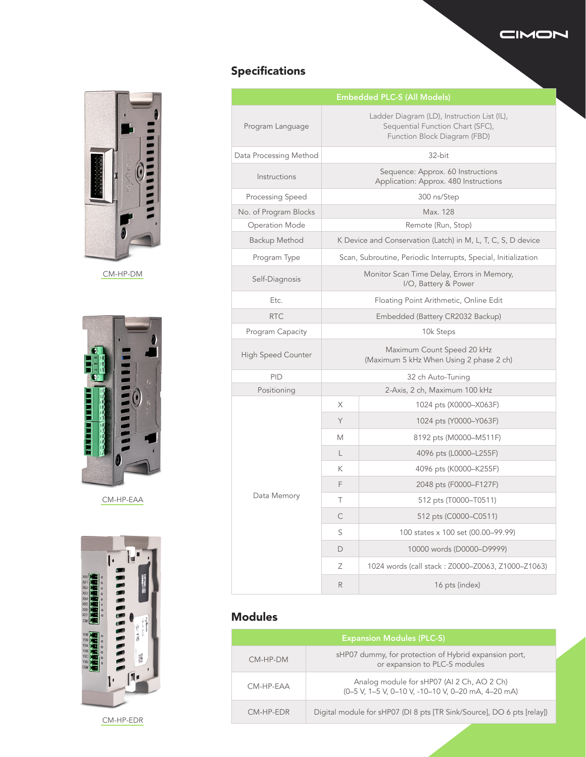## Specifications

| Embedded PLC-S (All Models) | | |
|---|---|---|
| Program Language | Ladder Diagram (LD), Instruction List (IL), Sequential Function Chart (SFC), Function Block Diagram (FBD) | |
| Data Processing Method | 32-bit | |
| Instructions | Sequence: Approx. 60 Instructions<br>Application: Approx. 480 Instructions | |
| Processing Speed | 300 ns/Step | |
| No. of Program Blocks | Max. 128 | |
| Operation Mode | Remote (Run, Stop) | |
| Backup Method | K Device and Conservation (Latch) in M, L, T, C, S, D device | |
| Program Type | Scan, Subroutine, Periodic Interrupts, Special, Initialization | |
| Self-Diagnosis | Monitor Scan Time Delay, Errors in Memory, I/O, Battery & Power | |
| Etc. | Floating Point Arithmetic, Online Edit | |
| RTC | Embedded (Battery CR2032 Backup) | |
| Program Capacity | 10k Steps | |
| High Speed Counter | Maximum Count Speed 20 kHz<br>(Maximum 5 kHz When Using 2 phase 2 ch) | |
| PID | 32 ch Auto-Tuning | |
| Positioning | 2-Axis, 2 ch, Maximum 100 kHz | |
| Data Memory | X | 1024 pts (X0000–X063F) |
| | Y | 1024 pts (Y0000–Y063F) |
| | M | 8192 pts (M0000–M511F) |
| | L | 4096 pts (L0000–L255F) |
| | K | 4096 pts (K0000–K255F) |
| | F | 2048 pts (F0000–F127F) |
| | T | 512 pts (T0000–T0511) |
| | C | 512 pts (C0000–C0511) |
| | S | 100 states x 100 set (00.00–99.99) |
| | D | 10000 words (D0000–D9999) |
| | Z | 1024 words (call stack : Z0000–Z0063, Z1000–Z1063) |
| | R | 16 pts (index) |

## Modules

| Expansion Modules (PLC-S) | |
|---|---|
| CM-HP-DM | sHP07 dummy, for protection of Hybrid expansion port, or expansion to PLC-S modules |
| CM-HP-EAA | Analog module for sHP07 (AI 2 Ch, AO 2 Ch)<br>(0–5 V, 1–5 V, 0–10 V, -10–10 V, 0–20 mA, 4–20 mA) |
| CM-HP-EDR | Digital module for sHP07 (DI 8 pts [TR Sink/Source], DO 6 pts [relay]) |

CM-HP-DM

CM-HP-EAA

CM-HP-EDR